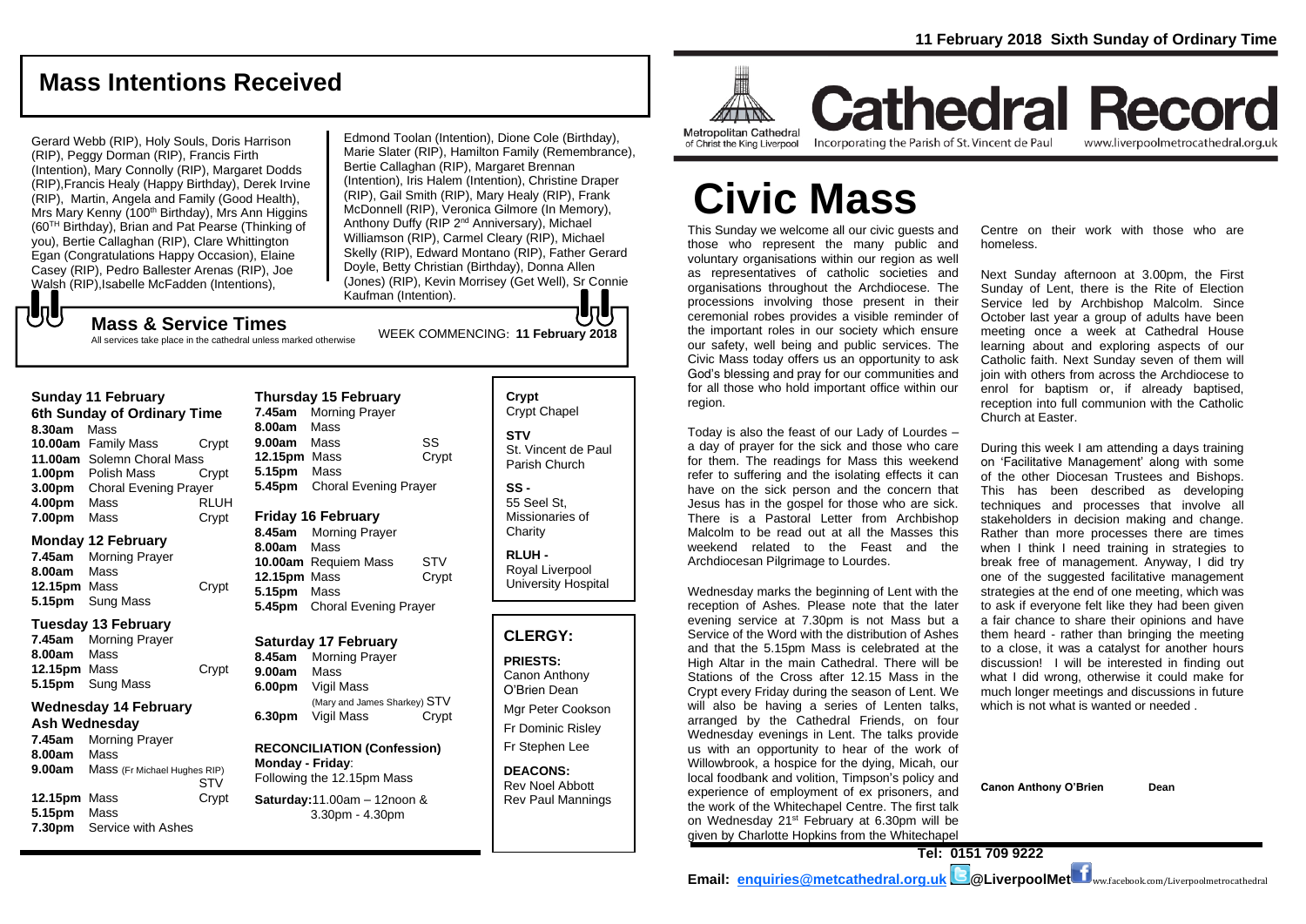11 February 2018 Sixth Sunday of Ordinary Time

## Mass Intentions Received

Gerard Webb (RIP), Holy Souls, Doris Harrison (RIP), Peggy Dorman (RIP), Francis Firth (Intention), Mary Connolly (RIP), Margaret Dodds (RIP), Francis Healy (Happy Birthday), Derek Irvine (RIP), Martin, Angela and Family (Good Health), Mrs Mary Kenny (100th Birthday), Mrs Ann Higgins (60TH Birthday), Brian and Pat Pearse (Thinking of you), Bertie Callaghan (RIP), Clare Whittington Egan (Congratulations Happy Occasion), Elaine Casey (RIP), Pedro Ballester Arenas (RIP), Joe Walsh (RIP), Isabelle McFadden (Intentions), Edmond Toolan (Intention), Dione Cole (Birthday), Marie Slater (RIP), Hamilton Family (Remembrance), Bertie Callaghan (RIP), Margaret Brennan (Intention), Iris Halem (Intention), Christine Draper (RIP), Gail Smith (RIP), Mary Healy (RIP), Frank McDonnell (RIP), Veronica Gilmore (In Memory), Anthony Duffy (RIP 2nd Anniversary), Michael Williamson (RIP), Carmel Cleary (RIP), Michael Skelly (RIP), Edward Montano (RIP), Father Gerard Doyle, Betty Christian (Birthday), Donna Allen (Jones) (RIP), Kevin Morrisey (Get Well), Sr Connie Kaufman (Intention).

## Mass & Service Times

All services take place in the cathedral unless marked otherwise

WEEK COMMENCING: **11 February 2018**

### Sunday 11 February
**6th Sunday of Ordinary Time**

**8.30am** Mass
**10.00am** Family Mass — Crypt
**11.00am** Solemn Choral Mass
**1.00pm** Polish Mass — Crypt
**3.00pm** Choral Evening Prayer
**4.00pm** Mass — RLUH
**7.00pm** Mass — Crypt

### Monday 12 February

**7.45am** Morning Prayer
**8.00am** Mass
**12.15pm** Mass — Crypt
**5.15pm** Sung Mass

### Tuesday 13 February

**7.45am** Morning Prayer
**8.00am** Mass
**12.15pm** Mass — Crypt
**5.15pm** Sung Mass

### Wednesday 14 February
**Ash Wednesday**

**7.45am** Morning Prayer
**8.00am** Mass
**9.00am** Mass (Fr Michael Hughes RIP) — STV
**12.15pm** Mass — Crypt
**5.15pm** Mass
**7.30pm** Service with Ashes

### Thursday 15 February

**7.45am** Morning Prayer
**8.00am** Mass
**9.00am** Mass — SS
**12.15pm** Mass — Crypt
**5.15pm** Mass
**5.45pm** Choral Evening Prayer

### Friday 16 February

**8.45am** Morning Prayer
**8.00am** Mass
**10.00am** Requiem Mass — STV
**12.15pm** Mass — Crypt
**5.15pm** Mass
**5.45pm** Choral Evening Prayer

### Saturday 17 February

**8.45am** Morning Prayer
**9.00am** Mass
**6.00pm** Vigil Mass (Mary and James Sharkey) — STV
**6.30pm** Vigil Mass — Crypt

**RECONCILIATION (Confession)**
**Monday - Friday**: Following the 12.15pm Mass
**Saturday:** 11.00am – 12noon & 3.30pm - 4.30pm

**Crypt** Crypt Chapel
**STV** St. Vincent de Paul Parish Church
**SS -** 55 Seel St, Missionaries of Charity
**RLUH -** Royal Liverpool University Hospital

## CLERGY:

**PRIESTS:**
Canon Anthony O'Brien Dean
Mgr Peter Cookson
Fr Dominic Risley
Fr Stephen Lee

**DEACONS:**
Rev Noel Abbott
Rev Paul Mannings

Metropolitan Cathedral of Christ the King Liverpool

# Cathedral Record

Incorporating the Parish of St. Vincent de Paul — www.liverpoolmetrocathedral.org.uk

# Civic Mass

This Sunday we welcome all our civic guests and those who represent the many public and voluntary organisations within our region as well as representatives of catholic societies and organisations throughout the Archdiocese. The processions involving those present in their ceremonial robes provides a visible reminder of the important roles in our society which ensure our safety, well being and public services. The Civic Mass today offers us an opportunity to ask God's blessing and pray for our communities and for all those who hold important office within our region.

Today is also the feast of our Lady of Lourdes – a day of prayer for the sick and those who care for them. The readings for Mass this weekend refer to suffering and the isolating effects it can have on the sick person and the concern that Jesus has in the gospel for those who are sick. There is a Pastoral Letter from Archbishop Malcolm to be read out at all the Masses this weekend related to the Feast and the Archdiocesan Pilgrimage to Lourdes.

Wednesday marks the beginning of Lent with the reception of Ashes. Please note that the later evening service at 7.30pm is not Mass but a Service of the Word with the distribution of Ashes and that the 5.15pm Mass is celebrated at the High Altar in the main Cathedral. There will be Stations of the Cross after 12.15 Mass in the Crypt every Friday during the season of Lent. We will also be having a series of Lenten talks, arranged by the Cathedral Friends, on four Wednesday evenings in Lent. The talks provide us with an opportunity to hear of the work of Willowbrook, a hospice for the dying, Micah, our local foodbank and volition, Timpson's policy and experience of employment of ex prisoners, and the work of the Whitechapel Centre. The first talk on Wednesday 21st February at 6.30pm will be given by Charlotte Hopkins from the Whitechapel Centre on their work with those who are homeless.

Next Sunday afternoon at 3.00pm, the First Sunday of Lent, there is the Rite of Election Service led by Archbishop Malcolm. Since October last year a group of adults have been meeting once a week at Cathedral House learning about and exploring aspects of our Catholic faith. Next Sunday seven of them will join with others from across the Archdiocese to enrol for baptism or, if already baptised, reception into full communion with the Catholic Church at Easter.

During this week I am attending a days training on 'Facilitative Management' along with some of the other Diocesan Trustees and Bishops. This has been described as developing techniques and processes that involve all stakeholders in decision making and change. Rather than more processes there are times when I think I need training in strategies to break free of management. Anyway, I did try one of the suggested facilitative management strategies at the end of one meeting, which was to ask if everyone felt like they had been given a fair chance to share their opinions and have them heard - rather than bringing the meeting to a close, it was a catalyst for another hours discussion! I will be interested in finding out what I did wrong, otherwise it could make for much longer meetings and discussions in future which is not what is wanted or needed .

**Canon Anthony O'Brien Dean**

**Tel: 0151 709 9222**

**Email: enquiries@metcathedral.org.uk @LiverpoolMet** www.facebook.com/Liverpoolmetrocathedral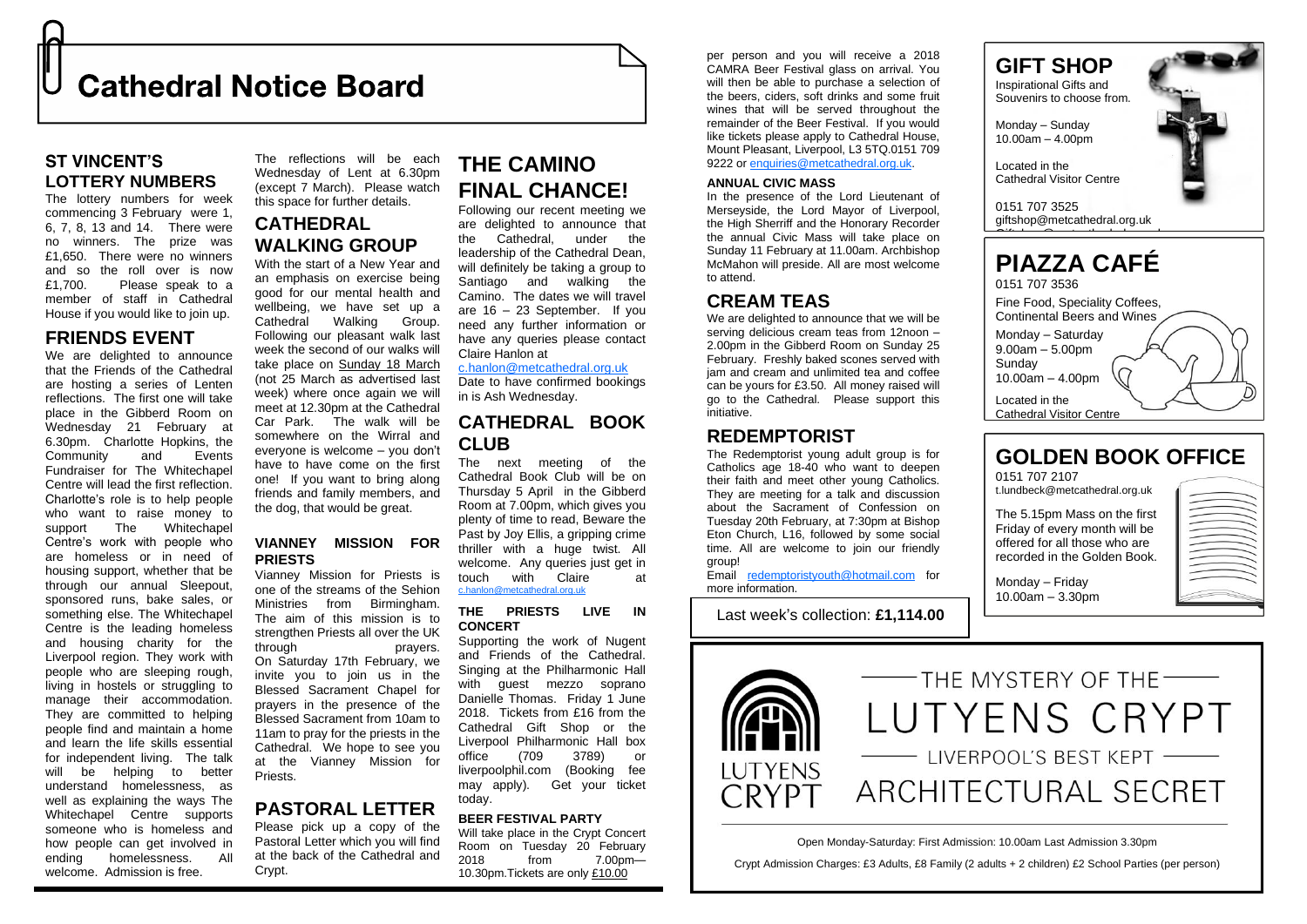# Cathedral Notice Board

## ST VINCENT'S LOTTERY NUMBERS

The lottery numbers for week commencing 3 February were 1, 6, 7, 8, 13 and 14. There were no winners. The prize was £1,650. There were no winners and so the roll over is now £1,700. Please speak to a member of staff in Cathedral House if you would like to join up.

## FRIENDS EVENT

We are delighted to announce that the Friends of the Cathedral are hosting a series of Lenten reflections. The first one will take place in the Gibberd Room on Wednesday 21 February at 6.30pm. Charlotte Hopkins, the Community and Events Fundraiser for The Whitechapel Centre will lead the first reflection. Charlotte's role is to help people who want to raise money to support The Whitechapel Centre's work with people who are homeless or in need of housing support, whether that be through our annual Sleepout, sponsored runs, bake sales, or something else. The Whitechapel Centre is the leading homeless and housing charity for the Liverpool region. They work with people who are sleeping rough, living in hostels or struggling to manage their accommodation. They are committed to helping people find and maintain a home and learn the life skills essential for independent living. The talk will be helping to better understand homelessness, as well as explaining the ways The Whitechapel Centre supports someone who is homeless and how people can get involved in ending homelessness. All welcome. Admission is free.

The reflections will be each Wednesday of Lent at 6.30pm (except 7 March). Please watch this space for further details.

## CATHEDRAL WALKING GROUP

With the start of a New Year and an emphasis on exercise being good for our mental health and wellbeing, we have set up a Cathedral Walking Group. Following our pleasant walk last week the second of our walks will take place on Sunday 18 March (not 25 March as advertised last week) where once again we will meet at 12.30pm at the Cathedral Car Park. The walk will be somewhere on the Wirral and everyone is welcome – you don't have to have come on the first one! If you want to bring along friends and family members, and the dog, that would be great.

### VIANNEY MISSION FOR PRIESTS

Vianney Mission for Priests is one of the streams of the Sehion Ministries from Birmingham. The aim of this mission is to strengthen Priests all over the UK through prayers. On Saturday 17th February, we invite you to join us in the Blessed Sacrament Chapel for prayers in the presence of the Blessed Sacrament from 10am to 11am to pray for the priests in the Cathedral. We hope to see you at the Vianney Mission for Priests.

## PASTORAL LETTER

Please pick up a copy of the Pastoral Letter which you will find at the back of the Cathedral and Crypt.

## THE CAMINO FINAL CHANCE!

Following our recent meeting we are delighted to announce that the Cathedral, under the leadership of the Cathedral Dean, will definitely be taking a group to Santiago and walking the Camino. The dates we will travel are 16 – 23 September. If you need any further information or have any queries please contact Claire Hanlon at c.hanlon@metcathedral.org.uk

Date to have confirmed bookings in is Ash Wednesday.

## CATHEDRAL BOOK CLUB

The next meeting of the Cathedral Book Club will be on Thursday 5 April in the Gibberd Room at 7.00pm, which gives you plenty of time to read, Beware the Past by Joy Ellis, a gripping crime thriller with a huge twist. All welcome. Any queries just get in touch with Claire at c.hanlon@metcathedral.org.uk

### THE PRIESTS LIVE IN CONCERT

Supporting the work of Nugent and Friends of the Cathedral. Singing at the Philharmonic Hall with guest mezzo soprano Danielle Thomas. Friday 1 June 2018. Tickets from £16 from the Cathedral Gift Shop or the Liverpool Philharmonic Hall box office (709 3789) or liverpoolphil.com (Booking fee may apply). Get your ticket today.

### BEER FESTIVAL PARTY

Will take place in the Crypt Concert Room on Tuesday 20 February 2018 from 7.00pm—10.30pm.Tickets are only £10.00 per person and you will receive a 2018 CAMRA Beer Festival glass on arrival. You will then be able to purchase a selection of the beers, ciders, soft drinks and some fruit wines that will be served throughout the remainder of the Beer Festival. If you would like tickets please apply to Cathedral House, Mount Pleasant, Liverpool, L3 5TQ.0151 709 9222 or enquiries@metcathedral.org.uk.

### ANNUAL CIVIC MASS

In the presence of the Lord Lieutenant of Merseyside, the Lord Mayor of Liverpool, the High Sherriff and the Honorary Recorder the annual Civic Mass will take place on Sunday 11 February at 11.00am. Archbishop McMahon will preside. All are most welcome to attend.

## CREAM TEAS

We are delighted to announce that we will be serving delicious cream teas from 12noon – 2.00pm in the Gibberd Room on Sunday 25 February. Freshly baked scones served with jam and cream and unlimited tea and coffee can be yours for £3.50. All money raised will go to the Cathedral. Please support this initiative.

## REDEMPTORIST

The Redemptorist young adult group is for Catholics age 18-40 who want to deepen their faith and meet other young Catholics. They are meeting for a talk and discussion about the Sacrament of Confession on Tuesday 20th February, at 7:30pm at Bishop Eton Church, L16, followed by some social time. All are welcome to join our friendly group!

Email redemptoristyouth@hotmail.com for more information.

Last week's collection: **£1,114.00**

## GIFT SHOP

Inspirational Gifts and Souvenirs to choose from.

Monday – Sunday
10.00am – 4.00pm

Located in the Cathedral Visitor Centre

0151 707 3525
giftshop@metcathedral.org.uk

## PIAZZA CAFÉ

0151 707 3536

Fine Food, Speciality Coffees, Continental Beers and Wines

Monday – Saturday
9.00am – 5.00pm
Sunday
10.00am – 4.00pm

Located in the Cathedral Visitor Centre

## GOLDEN BOOK OFFICE

0151 707 2107
t.lundbeck@metcathedral.org.uk

The 5.15pm Mass on the first Friday of every month will be offered for all those who are recorded in the Golden Book.

Monday – Friday
10.00am – 3.30pm

LUTYENS CRYPT

THE MYSTERY OF THE LUTYENS CRYPT

LIVERPOOL'S BEST KEPT ARCHITECTURAL SECRET

Open Monday-Saturday: First Admission: 10.00am Last Admission 3.30pm

Crypt Admission Charges: £3 Adults, £8 Family (2 adults + 2 children) £2 School Parties (per person)